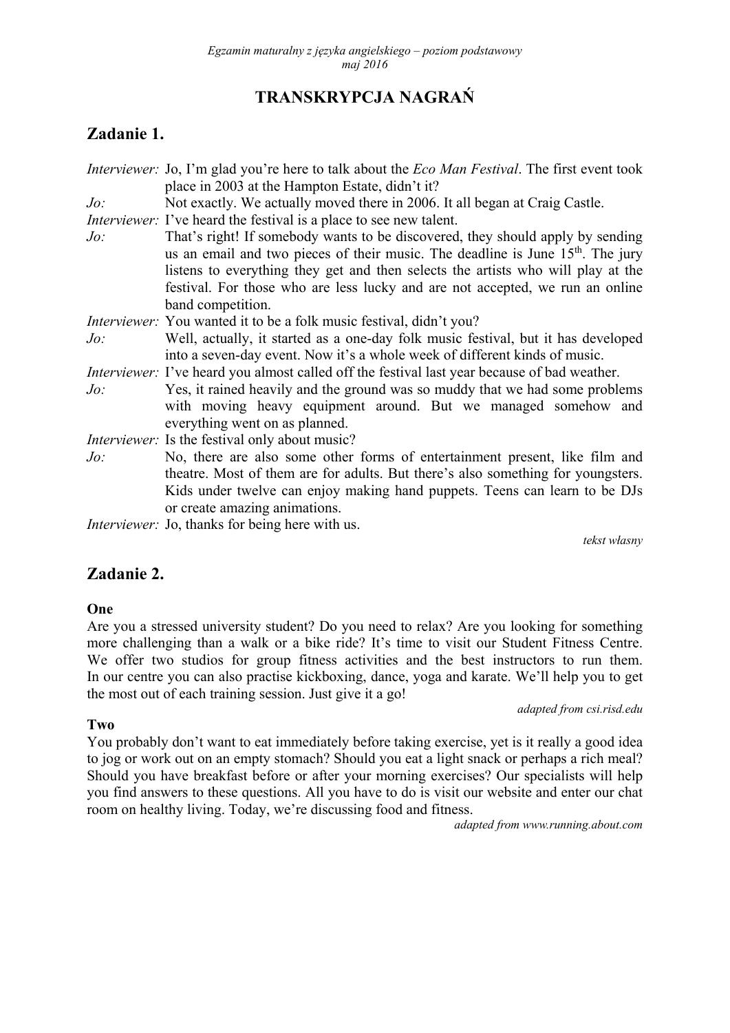# TRANSKRYPCJA NAGRAŃ

## Zadanie 1.

*Interviewer:* Jo, I'm glad you're here to talk about the *Eco Man Festival*. The first event took place in 2003 at the Hampton Estate, didn't it?

*Jo:* Not exactly. We actually moved there in 2006. It all began at Craig Castle.

*Interviewer:* I've heard the festival is a place to see new talent.

*Jo:* That's right! If somebody wants to be discovered, they should apply by sending us an email and two pieces of their music. The deadline is June 15th. The jury listens to everything they get and then selects the artists who will play at the festival. For those who are less lucky and are not accepted, we run an online band competition.

*Interviewer:* You wanted it to be a folk music festival, didn't you?

*Jo:* Well, actually, it started as a one-day folk music festival, but it has developed into a seven-day event. Now it's a whole week of different kinds of music.

*Interviewer:* I've heard you almost called off the festival last year because of bad weather.

*Jo:* Yes, it rained heavily and the ground was so muddy that we had some problems with moving heavy equipment around. But we managed somehow and everything went on as planned.

*Interviewer:* Is the festival only about music?

*Jo:* No, there are also some other forms of entertainment present, like film and theatre. Most of them are for adults. But there's also something for youngsters. Kids under twelve can enjoy making hand puppets. Teens can learn to be DJs or create amazing animations.

*Interviewer:* Jo, thanks for being here with us.

*tekst własny*

## Zadanie 2.

**One**

Are you a stressed university student? Do you need to relax? Are you looking for something more challenging than a walk or a bike ride? It's time to visit our Student Fitness Centre. We offer two studios for group fitness activities and the best instructors to run them. In our centre you can also practise kickboxing, dance, yoga and karate. We'll help you to get the most out of each training session. Just give it a go!

*adapted from csi.risd.edu*

**Two**

You probably don't want to eat immediately before taking exercise, yet is it really a good idea to jog or work out on an empty stomach? Should you eat a light snack or perhaps a rich meal? Should you have breakfast before or after your morning exercises? Our specialists will help you find answers to these questions. All you have to do is visit our website and enter our chat room on healthy living. Today, we're discussing food and fitness.

*adapted from www.running.about.com*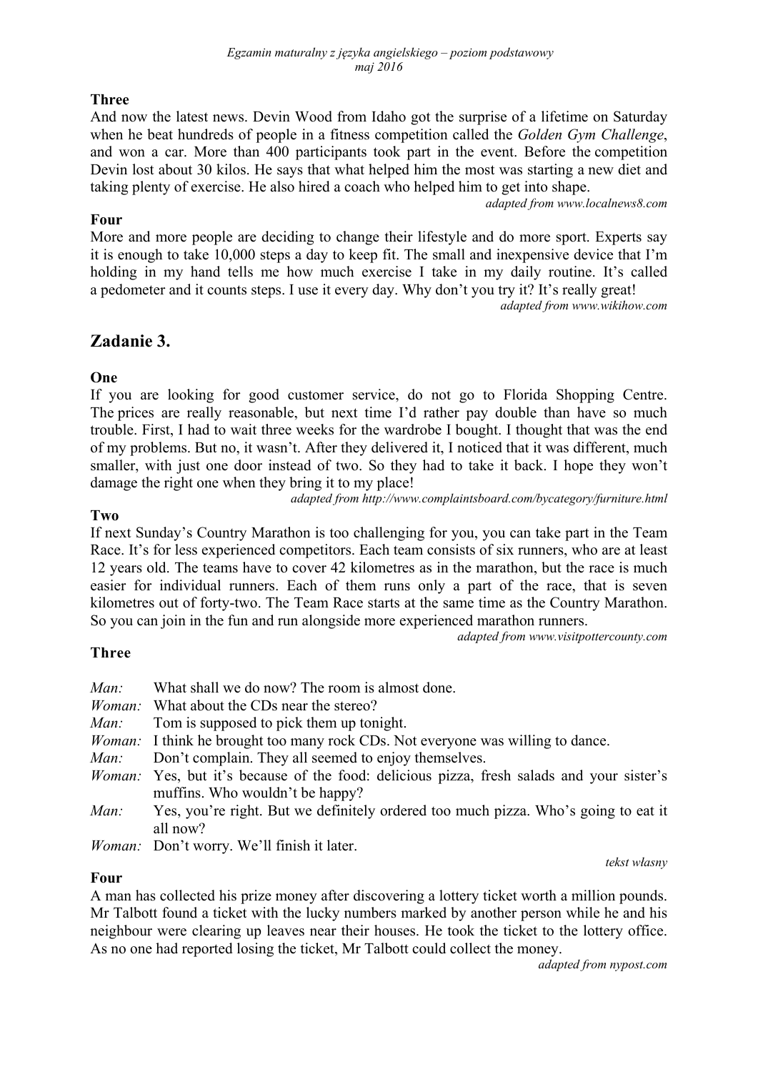**Three**

And now the latest news. Devin Wood from Idaho got the surprise of a lifetime on Saturday when he beat hundreds of people in a fitness competition called the *Golden Gym Challenge*, and won a car. More than 400 participants took part in the event. Before the competition Devin lost about 30 kilos. He says that what helped him the most was starting a new diet and taking plenty of exercise. He also hired a coach who helped him to get into shape.

*adapted from www.localnews8.com*

**Four**

More and more people are deciding to change their lifestyle and do more sport. Experts say it is enough to take 10,000 steps a day to keep fit. The small and inexpensive device that I'm holding in my hand tells me how much exercise I take in my daily routine. It's called a pedometer and it counts steps. I use it every day. Why don't you try it? It's really great!

*adapted from www.wikihow.com*

## Zadanie 3.

**One**

If you are looking for good customer service, do not go to Florida Shopping Centre. The prices are really reasonable, but next time I'd rather pay double than have so much trouble. First, I had to wait three weeks for the wardrobe I bought. I thought that was the end of my problems. But no, it wasn't. After they delivered it, I noticed that it was different, much smaller, with just one door instead of two. So they had to take it back. I hope they won't damage the right one when they bring it to my place!

*adapted from http://www.complaintsboard.com/bycategory/furniture.html*

**Two**

If next Sunday's Country Marathon is too challenging for you, you can take part in the Team Race. It's for less experienced competitors. Each team consists of six runners, who are at least 12 years old. The teams have to cover 42 kilometres as in the marathon, but the race is much easier for individual runners. Each of them runs only a part of the race, that is seven kilometres out of forty-two. The Team Race starts at the same time as the Country Marathon. So you can join in the fun and run alongside more experienced marathon runners.

*adapted from www.visitpottercounty.com*

**Three**

*Man:* What shall we do now? The room is almost done.
*Woman:* What about the CDs near the stereo?
*Man:* Tom is supposed to pick them up tonight.
*Woman:* I think he brought too many rock CDs. Not everyone was willing to dance.
*Man:* Don't complain. They all seemed to enjoy themselves.
*Woman:* Yes, but it's because of the food: delicious pizza, fresh salads and your sister's muffins. Who wouldn't be happy?
*Man:* Yes, you're right. But we definitely ordered too much pizza. Who's going to eat it all now?
*Woman:* Don't worry. We'll finish it later.

*tekst własny*

**Four**

A man has collected his prize money after discovering a lottery ticket worth a million pounds. Mr Talbott found a ticket with the lucky numbers marked by another person while he and his neighbour were clearing up leaves near their houses. He took the ticket to the lottery office. As no one had reported losing the ticket, Mr Talbott could collect the money.

*adapted from nypost.com*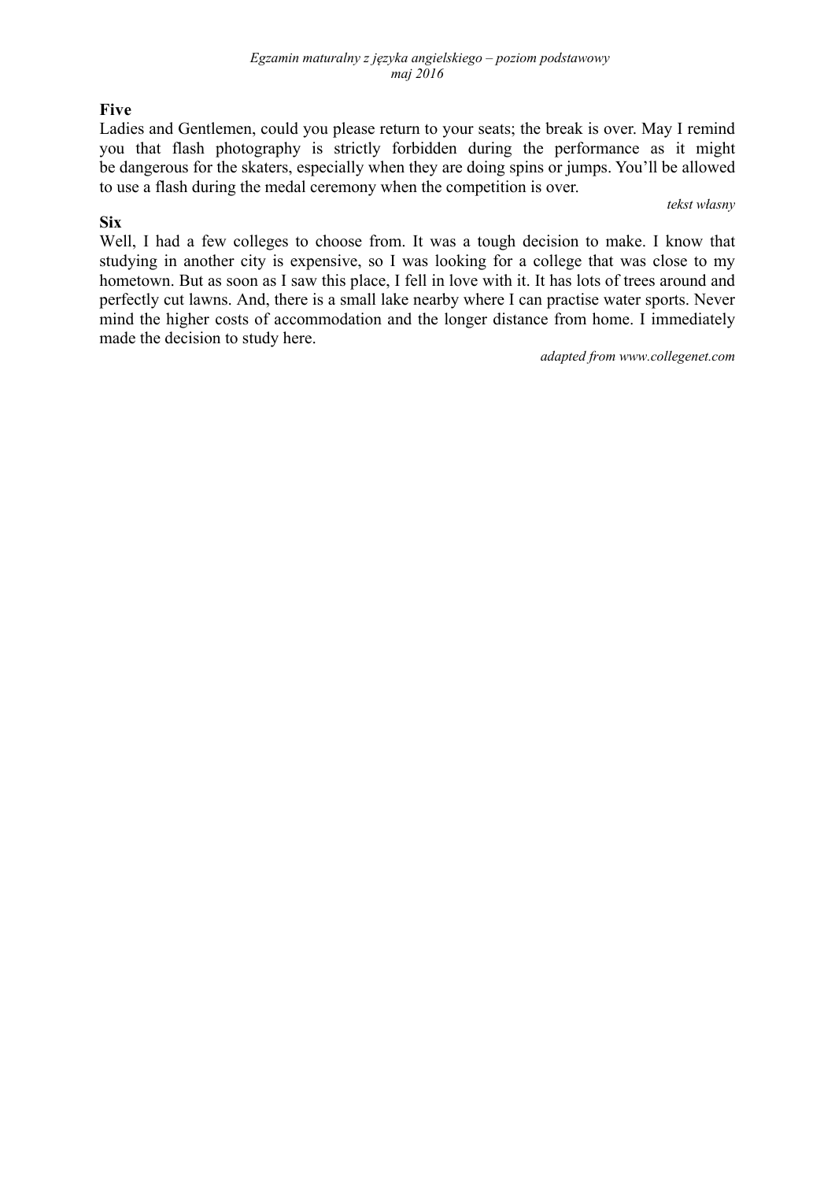**Five**

Ladies and Gentlemen, could you please return to your seats; the break is over. May I remind you that flash photography is strictly forbidden during the performance as it might be dangerous for the skaters, especially when they are doing spins or jumps. You'll be allowed to use a flash during the medal ceremony when the competition is over.

*tekst własny*

**Six**

Well, I had a few colleges to choose from. It was a tough decision to make. I know that studying in another city is expensive, so I was looking for a college that was close to my hometown. But as soon as I saw this place, I fell in love with it. It has lots of trees around and perfectly cut lawns. And, there is a small lake nearby where I can practise water sports. Never mind the higher costs of accommodation and the longer distance from home. I immediately made the decision to study here.

*adapted from www.collegenet.com*